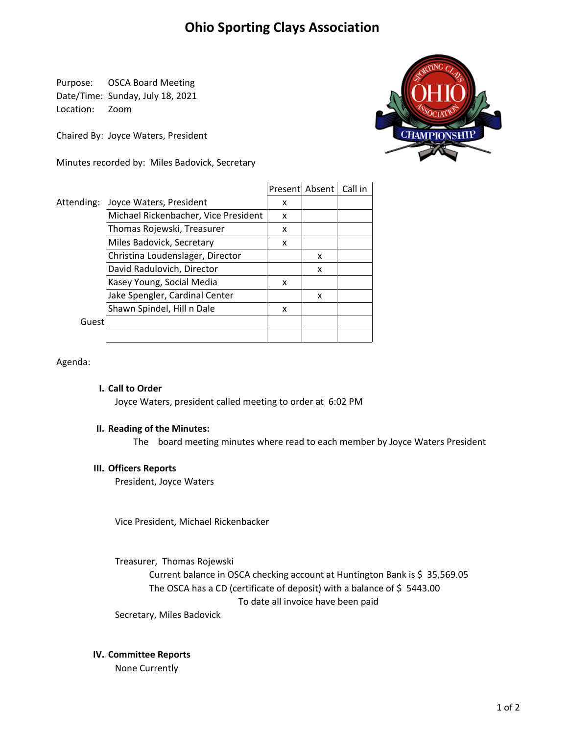# Ohio Sporting Clays Association

Purpose: OSCA Board Meeting
Date/Time: Sunday, July 18, 2021
Location: Zoom

Chaired By: Joyce Waters, President

Minutes recorded by: Miles Badovick, Secretary

| | | Present | Absent | Call in |
|---|---|---|---|---|
| Attending: | Joyce Waters, President | x | | |
| | Michael Rickenbacher, Vice President | x | | |
| | Thomas Rojewski, Treasurer | x | | |
| | Miles Badovick, Secretary | x | | |
| | Christina Loudenslager, Director | | x | |
| | David Radulovich, Director | | x | |
| | Kasey Young, Social Media | x | | |
| | Jake Spengler, Cardinal Center | | x | |
| | Shawn Spindel, Hill n Dale | x | | |
| Guest | | | | |
| | | | | |

Agenda:

**I. Call to Order**

Joyce Waters, president called meeting to order at 6:02 PM

**II. Reading of the Minutes:**

The board meeting minutes where read to each member by Joyce Waters President

**III. Officers Reports**

President, Joyce Waters

Vice President, Michael Rickenbacker

Treasurer, Thomas Rojewski

Current balance in OSCA checking account at Huntington Bank is $ 35,569.05

The OSCA has a CD (certificate of deposit) with a balance of $ 5443.00

To date all invoice have been paid

Secretary, Miles Badovick

**IV. Committee Reports**

None Currently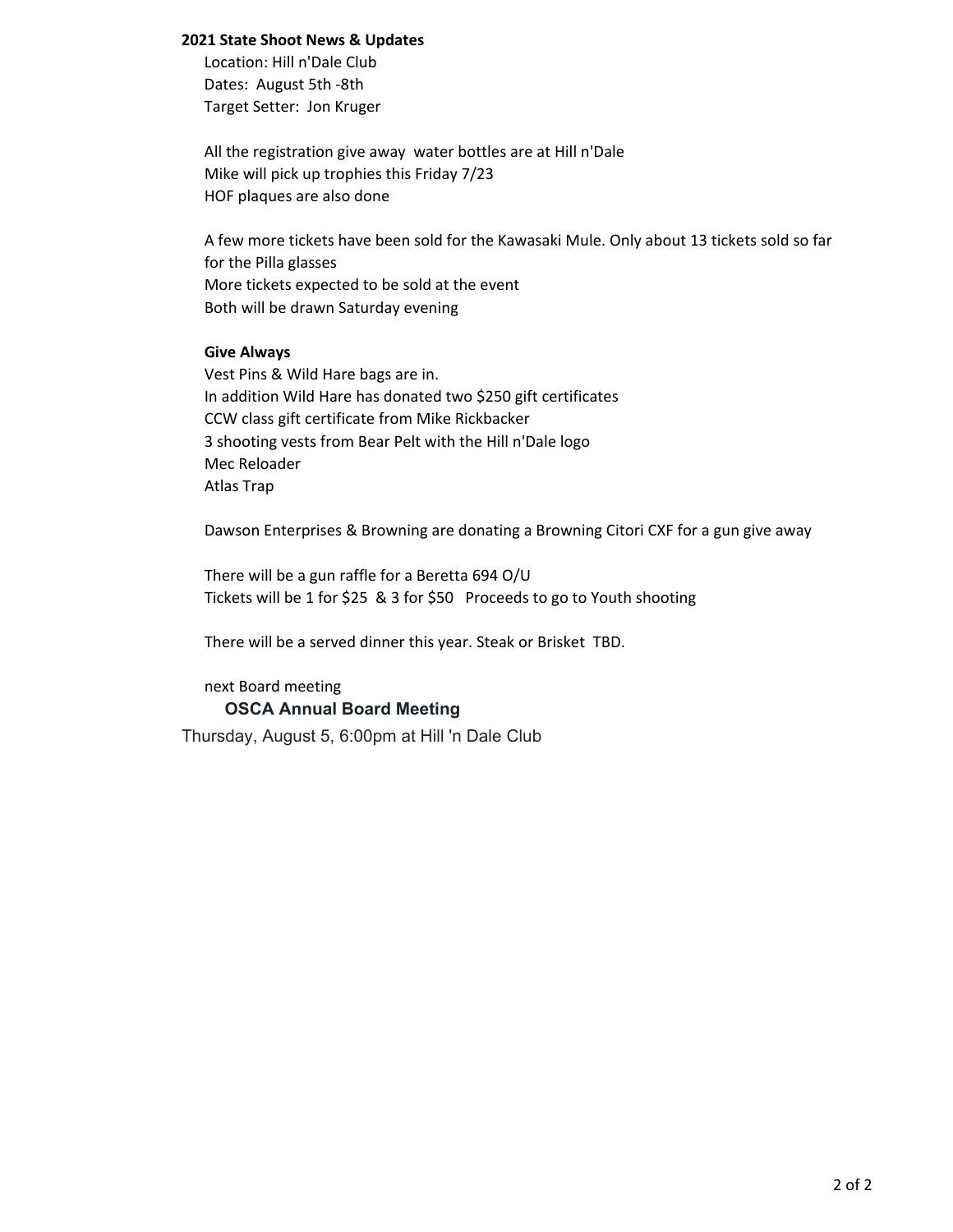**2021 State Shoot News & Updates**

Location: Hill n'Dale Club
Dates: August 5th -8th
Target Setter: Jon Kruger

All the registration give away water bottles are at Hill n'Dale
Mike will pick up trophies this Friday 7/23
HOF plaques are also done

A few more tickets have been sold for the Kawasaki Mule. Only about 13 tickets sold so far for the Pilla glasses
More tickets expected to be sold at the event
Both will be drawn Saturday evening

**Give Always**

Vest Pins & Wild Hare bags are in.
In addition Wild Hare has donated two $250 gift certificates
CCW class gift certificate from Mike Rickbacker
3 shooting vests from Bear Pelt with the Hill n'Dale logo
Mec Reloader
Atlas Trap

Dawson Enterprises & Browning are donating a Browning Citori CXF for a gun give away

There will be a gun raffle for a Beretta 694 O/U
Tickets will be 1 for $25 & 3 for $50 Proceeds to go to Youth shooting

There will be a served dinner this year. Steak or Brisket TBD.

next Board meeting

**OSCA Annual Board Meeting**

Thursday, August 5, 6:00pm at Hill 'n Dale Club